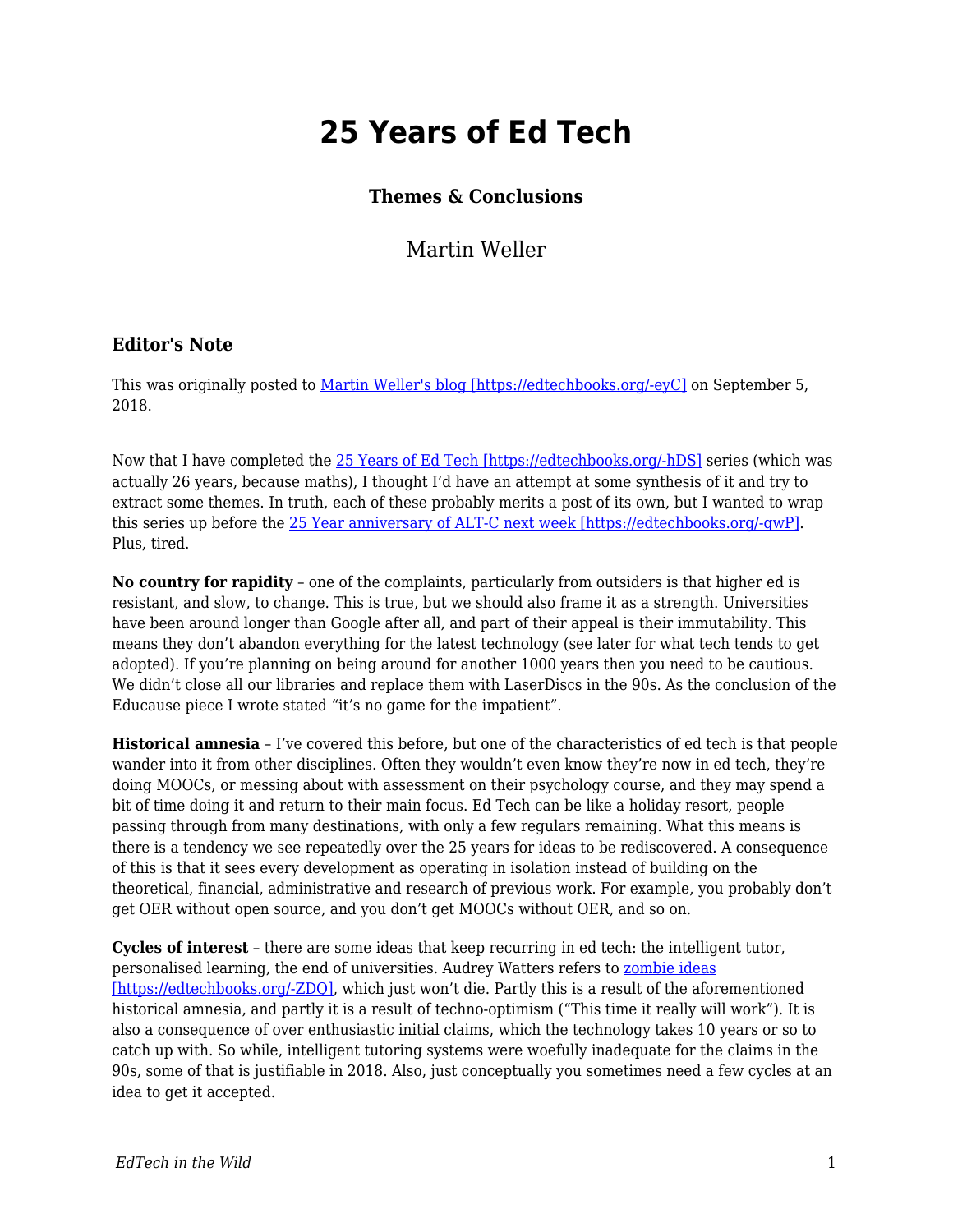# 25 Years of Ed Tech

### Themes & Conclusions

Martin Weller

### Editor's Note

This was originally posted to [Martin Weller's blog [https://edtechbooks.org/-eyC]](https://edtechbooks.org/-eyC) on September 5, 2018.

Now that I have completed the [25 Years of Ed Tech [https://edtechbooks.org/-hDS]](https://edtechbooks.org/-hDS) series (which was actually 26 years, because maths), I thought I'd have an attempt at some synthesis of it and try to extract some themes. In truth, each of these probably merits a post of its own, but I wanted to wrap this series up before the [25 Year anniversary of ALT-C next week [https://edtechbooks.org/-qwP]](https://edtechbooks.org/-qwP). Plus, tired.

**No country for rapidity** – one of the complaints, particularly from outsiders is that higher ed is resistant, and slow, to change. This is true, but we should also frame it as a strength. Universities have been around longer than Google after all, and part of their appeal is their immutability. This means they don't abandon everything for the latest technology (see later for what tech tends to get adopted). If you're planning on being around for another 1000 years then you need to be cautious. We didn't close all our libraries and replace them with LaserDiscs in the 90s. As the conclusion of the Educause piece I wrote stated "it's no game for the impatient".

**Historical amnesia** – I've covered this before, but one of the characteristics of ed tech is that people wander into it from other disciplines. Often they wouldn't even know they're now in ed tech, they're doing MOOCs, or messing about with assessment on their psychology course, and they may spend a bit of time doing it and return to their main focus. Ed Tech can be like a holiday resort, people passing through from many destinations, with only a few regulars remaining. What this means is there is a tendency we see repeatedly over the 25 years for ideas to be rediscovered. A consequence of this is that it sees every development as operating in isolation instead of building on the theoretical, financial, administrative and research of previous work. For example, you probably don't get OER without open source, and you don't get MOOCs without OER, and so on.

**Cycles of interest** – there are some ideas that keep recurring in ed tech: the intelligent tutor, personalised learning, the end of universities. Audrey Watters refers to [zombie ideas [https://edtechbooks.org/-ZDQ]](https://edtechbooks.org/-ZDQ), which just won't die. Partly this is a result of the aforementioned historical amnesia, and partly it is a result of techno-optimism ("This time it really will work"). It is also a consequence of over enthusiastic initial claims, which the technology takes 10 years or so to catch up with. So while, intelligent tutoring systems were woefully inadequate for the claims in the 90s, some of that is justifiable in 2018. Also, just conceptually you sometimes need a few cycles at an idea to get it accepted.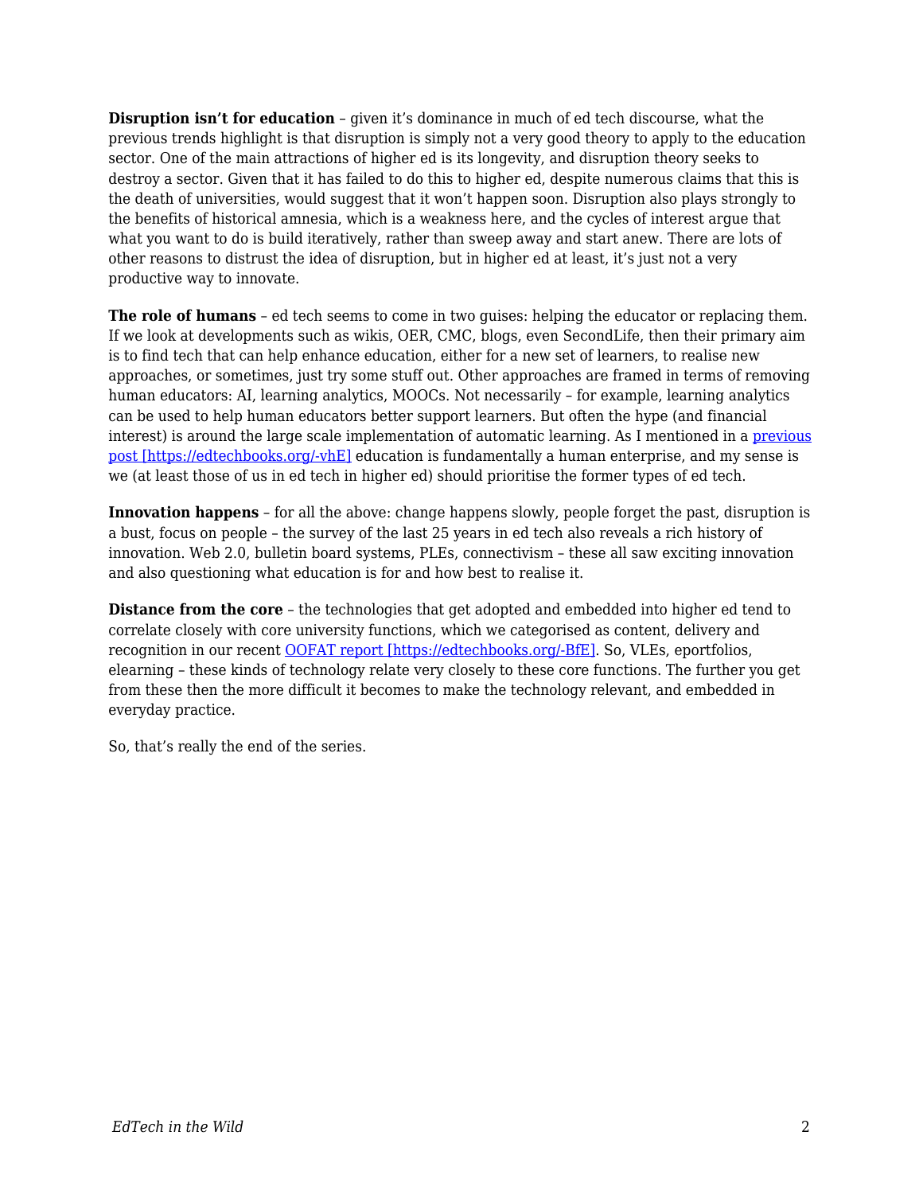**Disruption isn't for education** – given it's dominance in much of ed tech discourse, what the previous trends highlight is that disruption is simply not a very good theory to apply to the education sector. One of the main attractions of higher ed is its longevity, and disruption theory seeks to destroy a sector. Given that it has failed to do this to higher ed, despite numerous claims that this is the death of universities, would suggest that it won't happen soon. Disruption also plays strongly to the benefits of historical amnesia, which is a weakness here, and the cycles of interest argue that what you want to do is build iteratively, rather than sweep away and start anew. There are lots of other reasons to distrust the idea of disruption, but in higher ed at least, it's just not a very productive way to innovate.

**The role of humans** – ed tech seems to come in two guises: helping the educator or replacing them. If we look at developments such as wikis, OER, CMC, blogs, even SecondLife, then their primary aim is to find tech that can help enhance education, either for a new set of learners, to realise new approaches, or sometimes, just try some stuff out. Other approaches are framed in terms of removing human educators: AI, learning analytics, MOOCs. Not necessarily – for example, learning analytics can be used to help human educators better support learners. But often the hype (and financial interest) is around the large scale implementation of automatic learning. As I mentioned in a [previous post [https://edtechbooks.org/-vhE]](https://edtechbooks.org/-vhE) education is fundamentally a human enterprise, and my sense is we (at least those of us in ed tech in higher ed) should prioritise the former types of ed tech.

**Innovation happens** – for all the above: change happens slowly, people forget the past, disruption is a bust, focus on people – the survey of the last 25 years in ed tech also reveals a rich history of innovation. Web 2.0, bulletin board systems, PLEs, connectivism – these all saw exciting innovation and also questioning what education is for and how best to realise it.

**Distance from the core** – the technologies that get adopted and embedded into higher ed tend to correlate closely with core university functions, which we categorised as content, delivery and recognition in our recent [OOFAT report [https://edtechbooks.org/-BfE]](https://edtechbooks.org/-BfE). So, VLEs, eportfolios, elearning – these kinds of technology relate very closely to these core functions. The further you get from these then the more difficult it becomes to make the technology relevant, and embedded in everyday practice.

So, that's really the end of the series.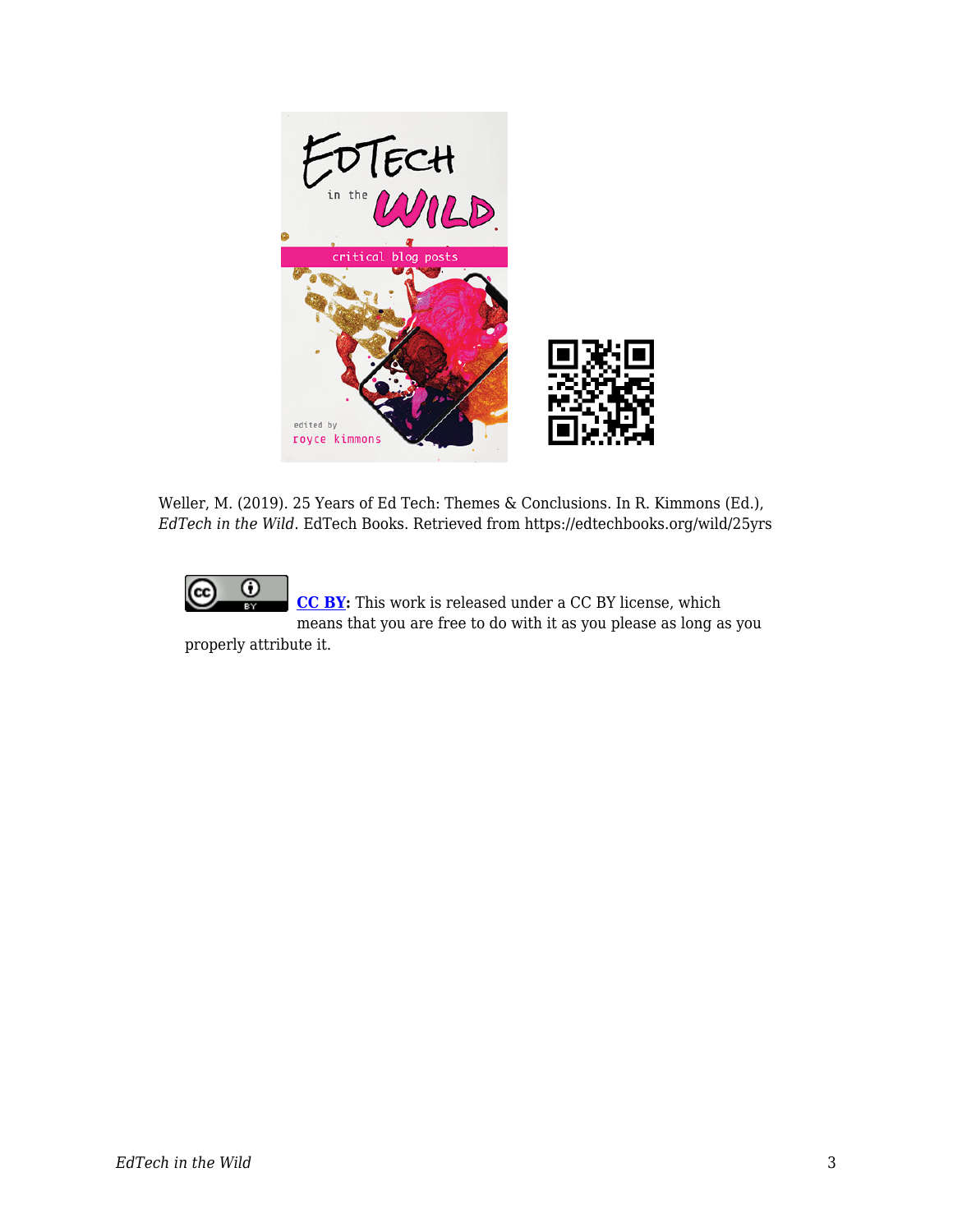Weller, M. (2019). 25 Years of Ed Tech: Themes & Conclusions. In R. Kimmons (Ed.), *EdTech in the Wild*. EdTech Books. Retrieved from https://edtechbooks.org/wild/25yrs

**CC BY:** This work is released under a CC BY license, which means that you are free to do with it as you please as long as you properly attribute it.